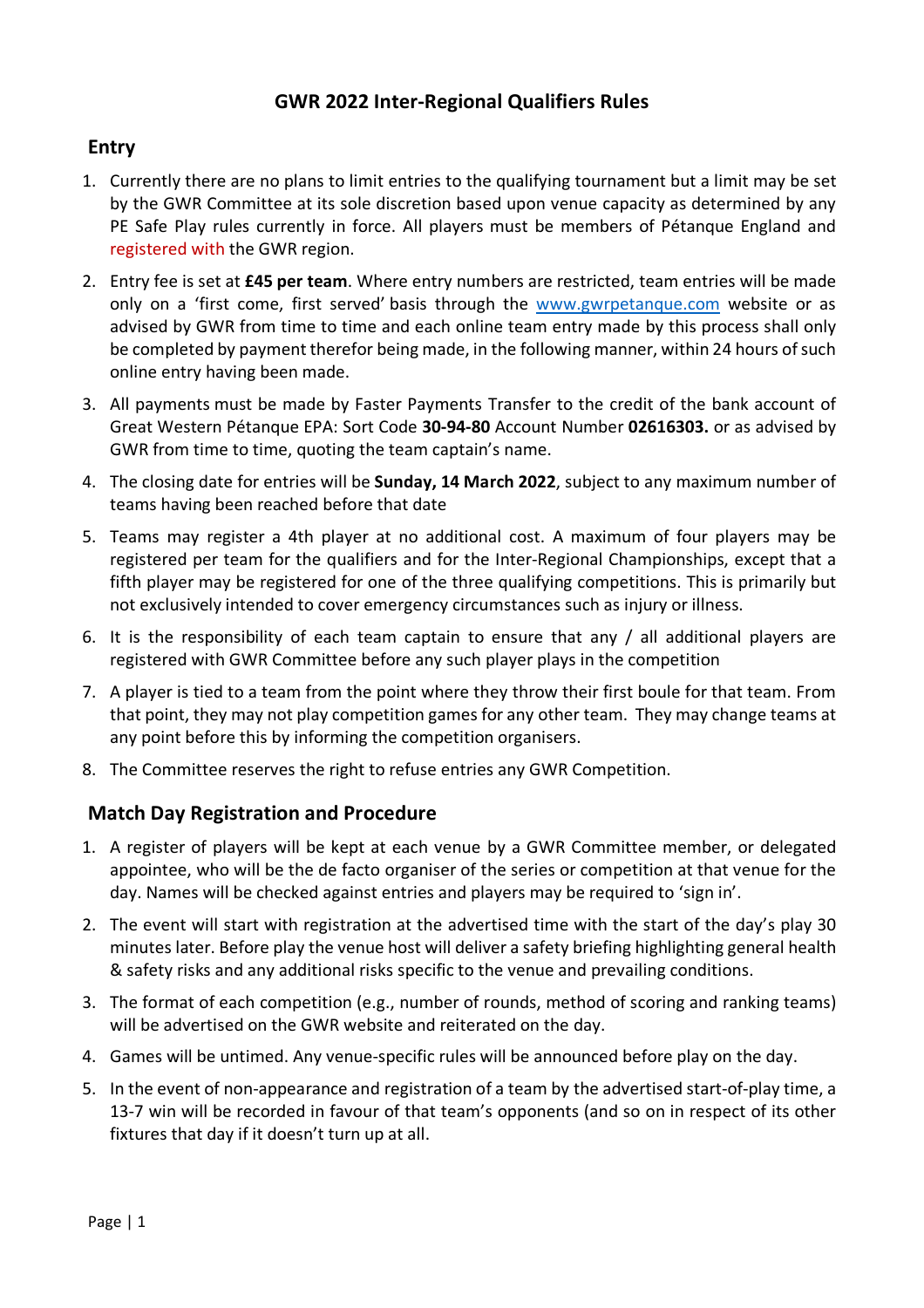# GWR 2022 Inter-Regional Qualifiers Rules

## Entry

1. Currently there are no plans to limit entries to the qualifying tournament but a limit may be set by the GWR Committee at its sole discretion based upon venue capacity as determined by any PE Safe Play rules currently in force. All players must be members of Pétanque England and registered with the GWR region.
2. Entry fee is set at **£45 per team**. Where entry numbers are restricted, team entries will be made only on a 'first come, first served' basis through the [www.gwrpetanque.com](www.gwrpetanque.com) website or as advised by GWR from time to time and each online team entry made by this process shall only be completed by payment therefor being made, in the following manner, within 24 hours of such online entry having been made.
3. All payments must be made by Faster Payments Transfer to the credit of the bank account of Great Western Pétanque EPA: Sort Code **30-94-80** Account Number **02616303.** or as advised by GWR from time to time, quoting the team captain's name.
4. The closing date for entries will be **Sunday, 14 March 2022**, subject to any maximum number of teams having been reached before that date
5. Teams may register a 4th player at no additional cost. A maximum of four players may be registered per team for the qualifiers and for the Inter-Regional Championships, except that a fifth player may be registered for one of the three qualifying competitions. This is primarily but not exclusively intended to cover emergency circumstances such as injury or illness.
6. It is the responsibility of each team captain to ensure that any / all additional players are registered with GWR Committee before any such player plays in the competition
7. A player is tied to a team from the point where they throw their first boule for that team. From that point, they may not play competition games for any other team. They may change teams at any point before this by informing the competition organisers.
8. The Committee reserves the right to refuse entries any GWR Competition.

## Match Day Registration and Procedure

1. A register of players will be kept at each venue by a GWR Committee member, or delegated appointee, who will be the de facto organiser of the series or competition at that venue for the day. Names will be checked against entries and players may be required to 'sign in'.
2. The event will start with registration at the advertised time with the start of the day's play 30 minutes later. Before play the venue host will deliver a safety briefing highlighting general health & safety risks and any additional risks specific to the venue and prevailing conditions.
3. The format of each competition (e.g., number of rounds, method of scoring and ranking teams) will be advertised on the GWR website and reiterated on the day.
4. Games will be untimed. Any venue-specific rules will be announced before play on the day.
5. In the event of non-appearance and registration of a team by the advertised start-of-play time, a 13-7 win will be recorded in favour of that team's opponents (and so on in respect of its other fixtures that day if it doesn't turn up at all.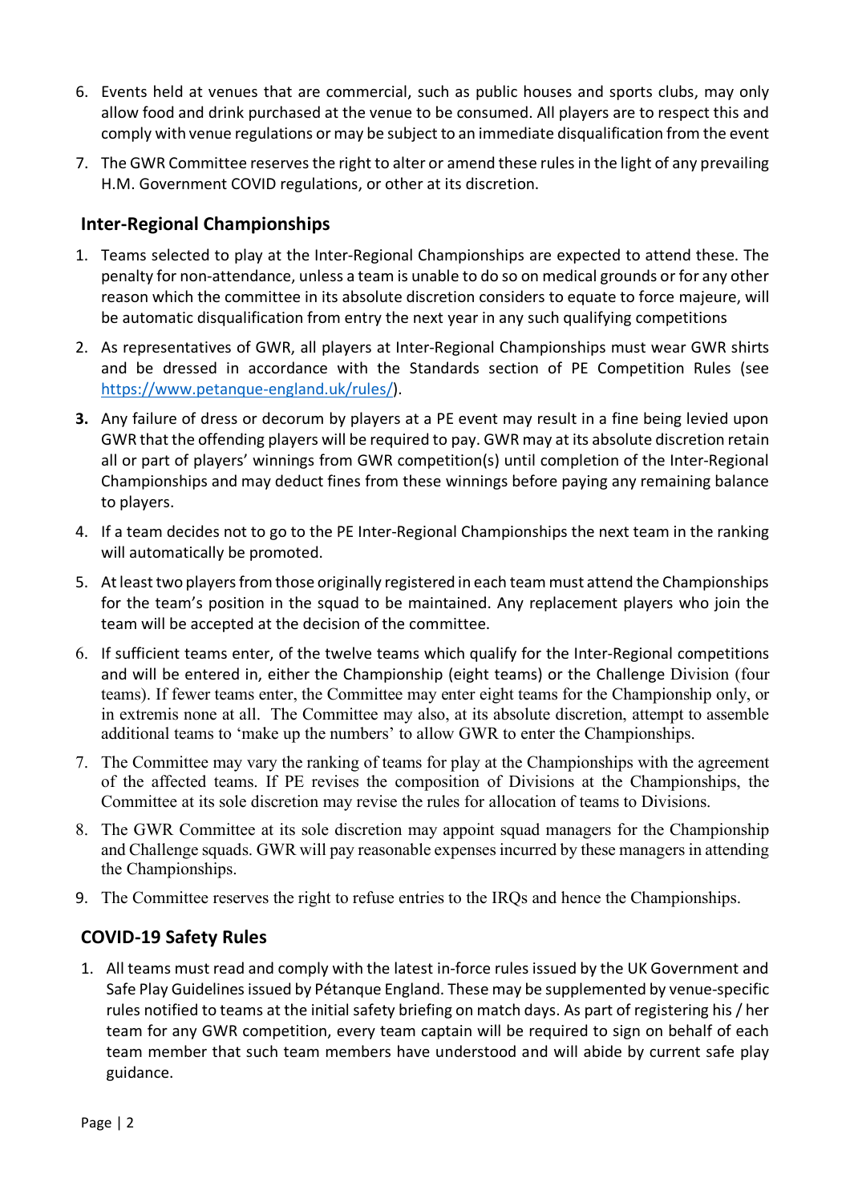6. Events held at venues that are commercial, such as public houses and sports clubs, may only allow food and drink purchased at the venue to be consumed. All players are to respect this and comply with venue regulations or may be subject to an immediate disqualification from the event
7. The GWR Committee reserves the right to alter or amend these rules in the light of any prevailing H.M. Government COVID regulations, or other at its discretion.

## Inter-Regional Championships

1. Teams selected to play at the Inter-Regional Championships are expected to attend these. The penalty for non-attendance, unless a team is unable to do so on medical grounds or for any other reason which the committee in its absolute discretion considers to equate to force majeure, will be automatic disqualification from entry the next year in any such qualifying competitions
2. As representatives of GWR, all players at Inter-Regional Championships must wear GWR shirts and be dressed in accordance with the Standards section of PE Competition Rules (see https://www.petanque-england.uk/rules/).
3. Any failure of dress or decorum by players at a PE event may result in a fine being levied upon GWR that the offending players will be required to pay. GWR may at its absolute discretion retain all or part of players' winnings from GWR competition(s) until completion of the Inter-Regional Championships and may deduct fines from these winnings before paying any remaining balance to players.
4. If a team decides not to go to the PE Inter-Regional Championships the next team in the ranking will automatically be promoted.
5. At least two players from those originally registered in each team must attend the Championships for the team's position in the squad to be maintained. Any replacement players who join the team will be accepted at the decision of the committee.
6. If sufficient teams enter, of the twelve teams which qualify for the Inter-Regional competitions and will be entered in, either the Championship (eight teams) or the Challenge Division (four teams). If fewer teams enter, the Committee may enter eight teams for the Championship only, or in extremis none at all. The Committee may also, at its absolute discretion, attempt to assemble additional teams to 'make up the numbers' to allow GWR to enter the Championships.
7. The Committee may vary the ranking of teams for play at the Championships with the agreement of the affected teams. If PE revises the composition of Divisions at the Championships, the Committee at its sole discretion may revise the rules for allocation of teams to Divisions.
8. The GWR Committee at its sole discretion may appoint squad managers for the Championship and Challenge squads. GWR will pay reasonable expenses incurred by these managers in attending the Championships.
9. The Committee reserves the right to refuse entries to the IRQs and hence the Championships.

## COVID-19 Safety Rules

1. All teams must read and comply with the latest in-force rules issued by the UK Government and Safe Play Guidelines issued by Pétanque England. These may be supplemented by venue-specific rules notified to teams at the initial safety briefing on match days. As part of registering his / her team for any GWR competition, every team captain will be required to sign on behalf of each team member that such team members have understood and will abide by current safe play guidance.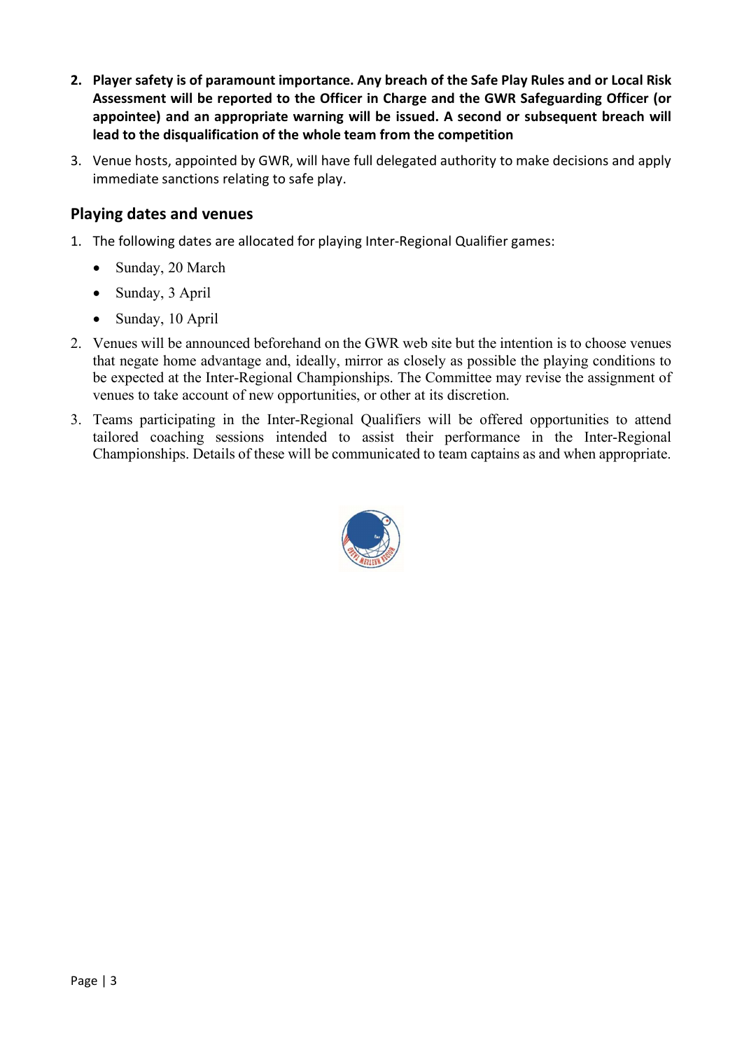2. **Player safety is of paramount importance. Any breach of the Safe Play Rules and or Local Risk Assessment will be reported to the Officer in Charge and the GWR Safeguarding Officer (or appointee) and an appropriate warning will be issued. A second or subsequent breach will lead to the disqualification of the whole team from the competition**
3. Venue hosts, appointed by GWR, will have full delegated authority to make decisions and apply immediate sanctions relating to safe play.

## Playing dates and venues

1. The following dates are allocated for playing Inter-Regional Qualifier games:
   - Sunday, 20 March
   - Sunday, 3 April
   - Sunday, 10 April
2. Venues will be announced beforehand on the GWR web site but the intention is to choose venues that negate home advantage and, ideally, mirror as closely as possible the playing conditions to be expected at the Inter-Regional Championships. The Committee may revise the assignment of venues to take account of new opportunities, or other at its discretion.
3. Teams participating in the Inter-Regional Qualifiers will be offered opportunities to attend tailored coaching sessions intended to assist their performance in the Inter-Regional Championships. Details of these will be communicated to team captains as and when appropriate.